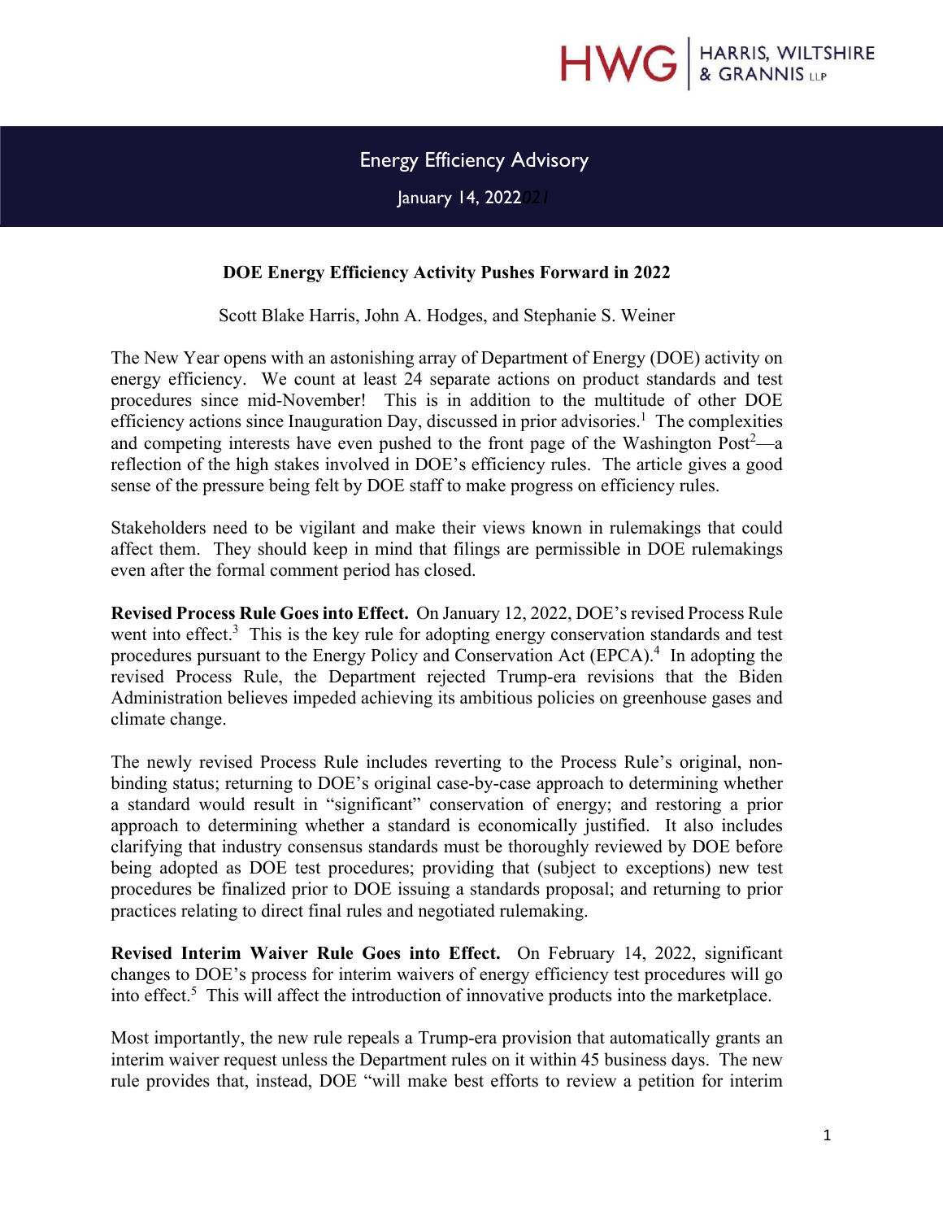Energy Efficiency Advisory

January 14, 2022

## DOE Energy Efficiency Activity Pushes Forward in 2022

Scott Blake Harris, John A. Hodges, and Stephanie S. Weiner

The New Year opens with an astonishing array of Department of Energy (DOE) activity on energy efficiency. We count at least 24 separate actions on product standards and test procedures since mid-November! This is in addition to the multitude of other DOE efficiency actions since Inauguration Day, discussed in prior advisories.[1] The complexities and competing interests have even pushed to the front page of the Washington Post[2]—a reflection of the high stakes involved in DOE's efficiency rules. The article gives a good sense of the pressure being felt by DOE staff to make progress on efficiency rules.

Stakeholders need to be vigilant and make their views known in rulemakings that could affect them. They should keep in mind that filings are permissible in DOE rulemakings even after the formal comment period has closed.

**Revised Process Rule Goes into Effect.** On January 12, 2022, DOE's revised Process Rule went into effect.[3] This is the key rule for adopting energy conservation standards and test procedures pursuant to the Energy Policy and Conservation Act (EPCA).[4] In adopting the revised Process Rule, the Department rejected Trump-era revisions that the Biden Administration believes impeded achieving its ambitious policies on greenhouse gases and climate change.

The newly revised Process Rule includes reverting to the Process Rule's original, non-binding status; returning to DOE's original case-by-case approach to determining whether a standard would result in "significant" conservation of energy; and restoring a prior approach to determining whether a standard is economically justified. It also includes clarifying that industry consensus standards must be thoroughly reviewed by DOE before being adopted as DOE test procedures; providing that (subject to exceptions) new test procedures be finalized prior to DOE issuing a standards proposal; and returning to prior practices relating to direct final rules and negotiated rulemaking.

**Revised Interim Waiver Rule Goes into Effect.** On February 14, 2022, significant changes to DOE's process for interim waivers of energy efficiency test procedures will go into effect.[5] This will affect the introduction of innovative products into the marketplace.

Most importantly, the new rule repeals a Trump-era provision that automatically grants an interim waiver request unless the Department rules on it within 45 business days. The new rule provides that, instead, DOE "will make best efforts to review a petition for interim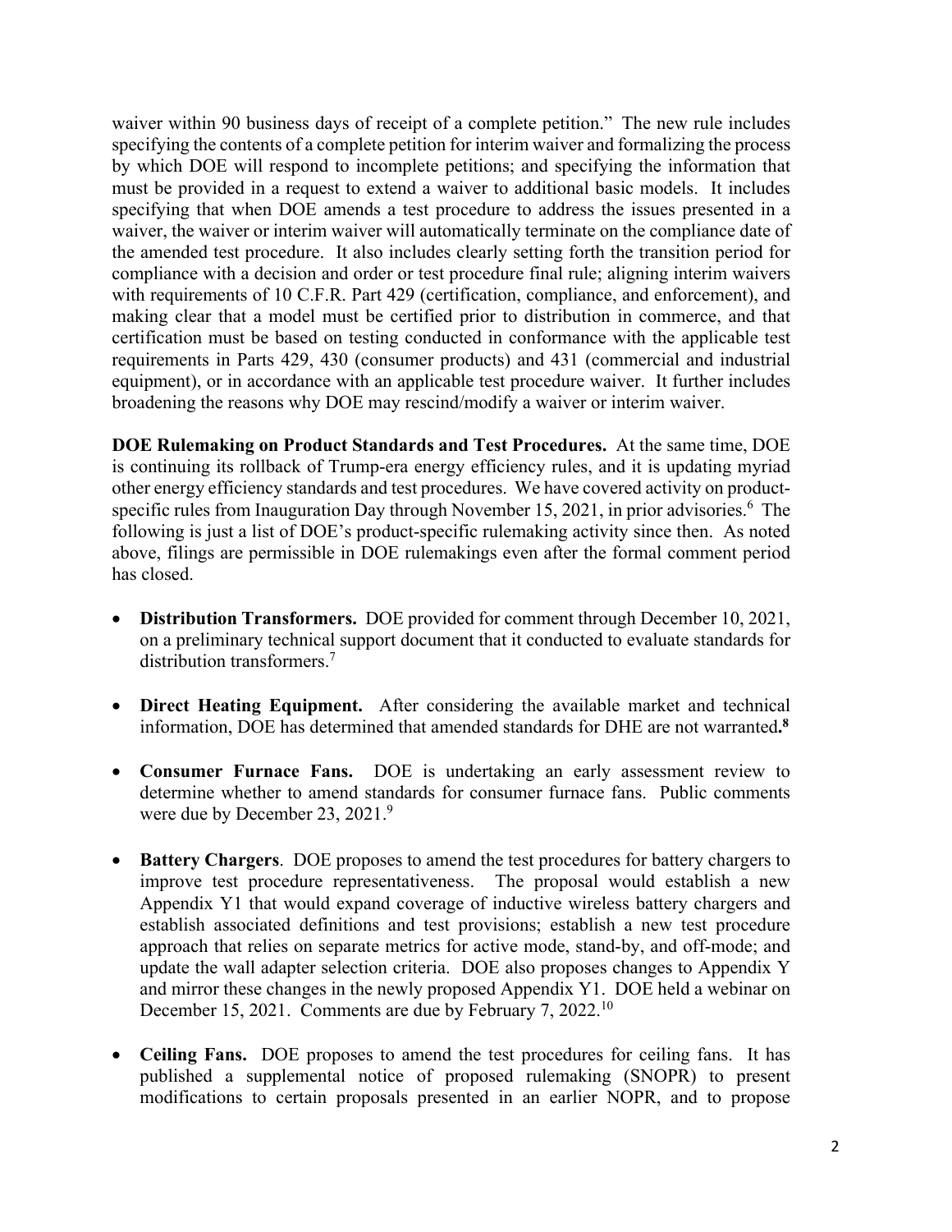waiver within 90 business days of receipt of a complete petition." The new rule includes specifying the contents of a complete petition for interim waiver and formalizing the process by which DOE will respond to incomplete petitions; and specifying the information that must be provided in a request to extend a waiver to additional basic models. It includes specifying that when DOE amends a test procedure to address the issues presented in a waiver, the waiver or interim waiver will automatically terminate on the compliance date of the amended test procedure. It also includes clearly setting forth the transition period for compliance with a decision and order or test procedure final rule; aligning interim waivers with requirements of 10 C.F.R. Part 429 (certification, compliance, and enforcement), and making clear that a model must be certified prior to distribution in commerce, and that certification must be based on testing conducted in conformance with the applicable test requirements in Parts 429, 430 (consumer products) and 431 (commercial and industrial equipment), or in accordance with an applicable test procedure waiver. It further includes broadening the reasons why DOE may rescind/modify a waiver or interim waiver.

**DOE Rulemaking on Product Standards and Test Procedures.** At the same time, DOE is continuing its rollback of Trump-era energy efficiency rules, and it is updating myriad other energy efficiency standards and test procedures. We have covered activity on product-specific rules from Inauguration Day through November 15, 2021, in prior advisories.[6] The following is just a list of DOE's product-specific rulemaking activity since then. As noted above, filings are permissible in DOE rulemakings even after the formal comment period has closed.

- **Distribution Transformers.** DOE provided for comment through December 10, 2021, on a preliminary technical support document that it conducted to evaluate standards for distribution transformers.[7]

- **Direct Heating Equipment.** After considering the available market and technical information, DOE has determined that amended standards for DHE are not warranted.[8]

- **Consumer Furnace Fans.** DOE is undertaking an early assessment review to determine whether to amend standards for consumer furnace fans. Public comments were due by December 23, 2021.[9]

- **Battery Chargers**. DOE proposes to amend the test procedures for battery chargers to improve test procedure representativeness. The proposal would establish a new Appendix Y1 that would expand coverage of inductive wireless battery chargers and establish associated definitions and test provisions; establish a new test procedure approach that relies on separate metrics for active mode, stand-by, and off-mode; and update the wall adapter selection criteria. DOE also proposes changes to Appendix Y and mirror these changes in the newly proposed Appendix Y1. DOE held a webinar on December 15, 2021. Comments are due by February 7, 2022.[10]

- **Ceiling Fans.** DOE proposes to amend the test procedures for ceiling fans. It has published a supplemental notice of proposed rulemaking (SNOPR) to present modifications to certain proposals presented in an earlier NOPR, and to propose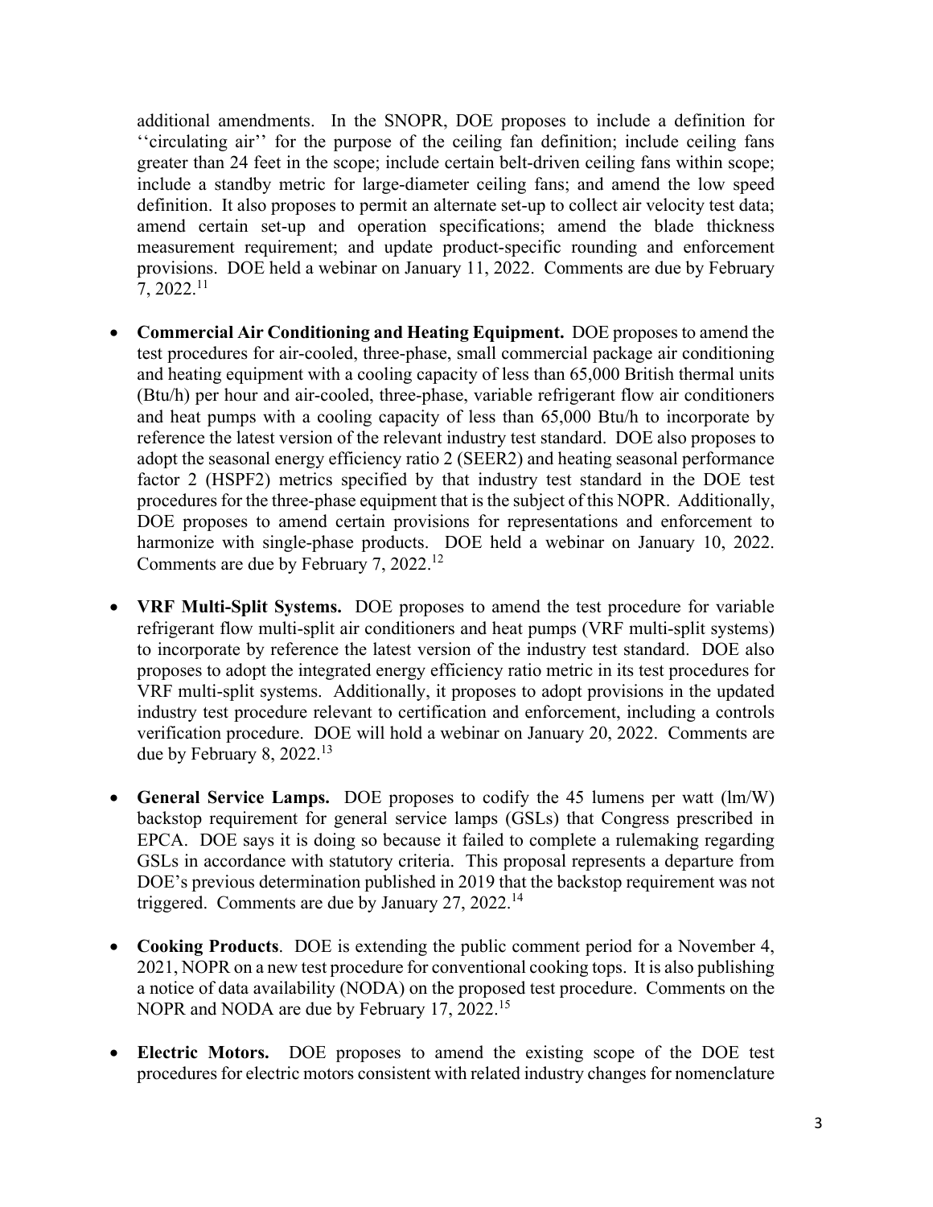additional amendments. In the SNOPR, DOE proposes to include a definition for ''circulating air'' for the purpose of the ceiling fan definition; include ceiling fans greater than 24 feet in the scope; include certain belt-driven ceiling fans within scope; include a standby metric for large-diameter ceiling fans; and amend the low speed definition. It also proposes to permit an alternate set-up to collect air velocity test data; amend certain set-up and operation specifications; amend the blade thickness measurement requirement; and update product-specific rounding and enforcement provisions. DOE held a webinar on January 11, 2022. Comments are due by February 7, 2022.[11]

- **Commercial Air Conditioning and Heating Equipment.** DOE proposes to amend the test procedures for air-cooled, three-phase, small commercial package air conditioning and heating equipment with a cooling capacity of less than 65,000 British thermal units (Btu/h) per hour and air-cooled, three-phase, variable refrigerant flow air conditioners and heat pumps with a cooling capacity of less than 65,000 Btu/h to incorporate by reference the latest version of the relevant industry test standard. DOE also proposes to adopt the seasonal energy efficiency ratio 2 (SEER2) and heating seasonal performance factor 2 (HSPF2) metrics specified by that industry test standard in the DOE test procedures for the three-phase equipment that is the subject of this NOPR. Additionally, DOE proposes to amend certain provisions for representations and enforcement to harmonize with single-phase products. DOE held a webinar on January 10, 2022. Comments are due by February 7, 2022.[12]

- **VRF Multi-Split Systems.** DOE proposes to amend the test procedure for variable refrigerant flow multi-split air conditioners and heat pumps (VRF multi-split systems) to incorporate by reference the latest version of the industry test standard. DOE also proposes to adopt the integrated energy efficiency ratio metric in its test procedures for VRF multi-split systems. Additionally, it proposes to adopt provisions in the updated industry test procedure relevant to certification and enforcement, including a controls verification procedure. DOE will hold a webinar on January 20, 2022. Comments are due by February 8, 2022.[13]

- **General Service Lamps.** DOE proposes to codify the 45 lumens per watt (lm/W) backstop requirement for general service lamps (GSLs) that Congress prescribed in EPCA. DOE says it is doing so because it failed to complete a rulemaking regarding GSLs in accordance with statutory criteria. This proposal represents a departure from DOE's previous determination published in 2019 that the backstop requirement was not triggered. Comments are due by January 27, 2022.[14]

- **Cooking Products**. DOE is extending the public comment period for a November 4, 2021, NOPR on a new test procedure for conventional cooking tops. It is also publishing a notice of data availability (NODA) on the proposed test procedure. Comments on the NOPR and NODA are due by February 17, 2022.[15]

- **Electric Motors.** DOE proposes to amend the existing scope of the DOE test procedures for electric motors consistent with related industry changes for nomenclature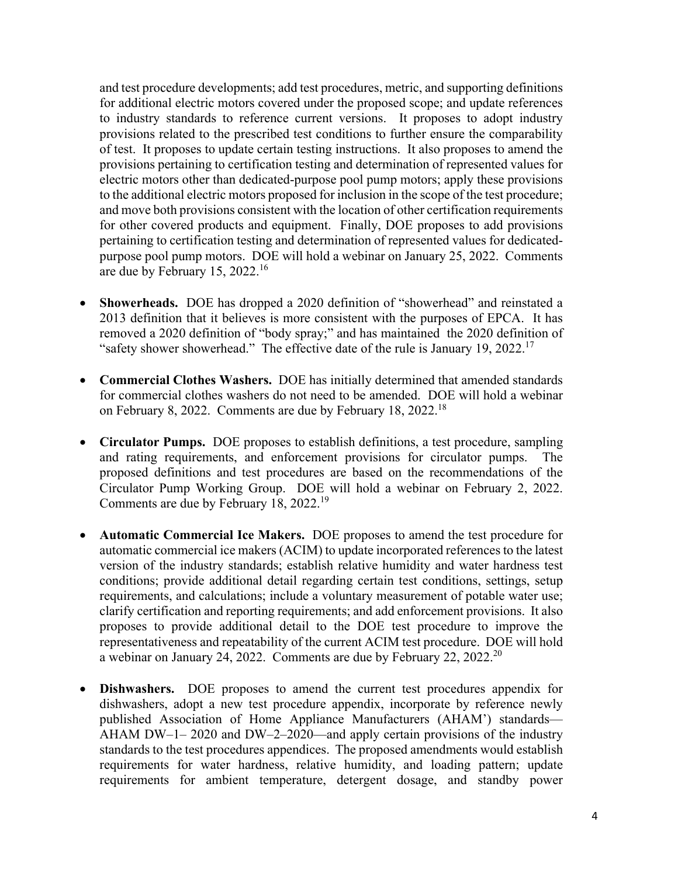and test procedure developments; add test procedures, metric, and supporting definitions for additional electric motors covered under the proposed scope; and update references to industry standards to reference current versions. It proposes to adopt industry provisions related to the prescribed test conditions to further ensure the comparability of test. It proposes to update certain testing instructions. It also proposes to amend the provisions pertaining to certification testing and determination of represented values for electric motors other than dedicated-purpose pool pump motors; apply these provisions to the additional electric motors proposed for inclusion in the scope of the test procedure; and move both provisions consistent with the location of other certification requirements for other covered products and equipment. Finally, DOE proposes to add provisions pertaining to certification testing and determination of represented values for dedicated-purpose pool pump motors. DOE will hold a webinar on January 25, 2022. Comments are due by February 15, 2022.[16]

- **Showerheads.** DOE has dropped a 2020 definition of "showerhead" and reinstated a 2013 definition that it believes is more consistent with the purposes of EPCA. It has removed a 2020 definition of "body spray;" and has maintained the 2020 definition of "safety shower showerhead." The effective date of the rule is January 19, 2022.[17]

- **Commercial Clothes Washers.** DOE has initially determined that amended standards for commercial clothes washers do not need to be amended. DOE will hold a webinar on February 8, 2022. Comments are due by February 18, 2022.[18]

- **Circulator Pumps.** DOE proposes to establish definitions, a test procedure, sampling and rating requirements, and enforcement provisions for circulator pumps. The proposed definitions and test procedures are based on the recommendations of the Circulator Pump Working Group. DOE will hold a webinar on February 2, 2022. Comments are due by February 18, 2022.[19]

- **Automatic Commercial Ice Makers.** DOE proposes to amend the test procedure for automatic commercial ice makers (ACIM) to update incorporated references to the latest version of the industry standards; establish relative humidity and water hardness test conditions; provide additional detail regarding certain test conditions, settings, setup requirements, and calculations; include a voluntary measurement of potable water use; clarify certification and reporting requirements; and add enforcement provisions. It also proposes to provide additional detail to the DOE test procedure to improve the representativeness and repeatability of the current ACIM test procedure. DOE will hold a webinar on January 24, 2022. Comments are due by February 22, 2022.[20]

- **Dishwashers.** DOE proposes to amend the current test procedures appendix for dishwashers, adopt a new test procedure appendix, incorporate by reference newly published Association of Home Appliance Manufacturers (AHAM') standards—AHAM DW–1– 2020 and DW–2–2020—and apply certain provisions of the industry standards to the test procedures appendices. The proposed amendments would establish requirements for water hardness, relative humidity, and loading pattern; update requirements for ambient temperature, detergent dosage, and standby power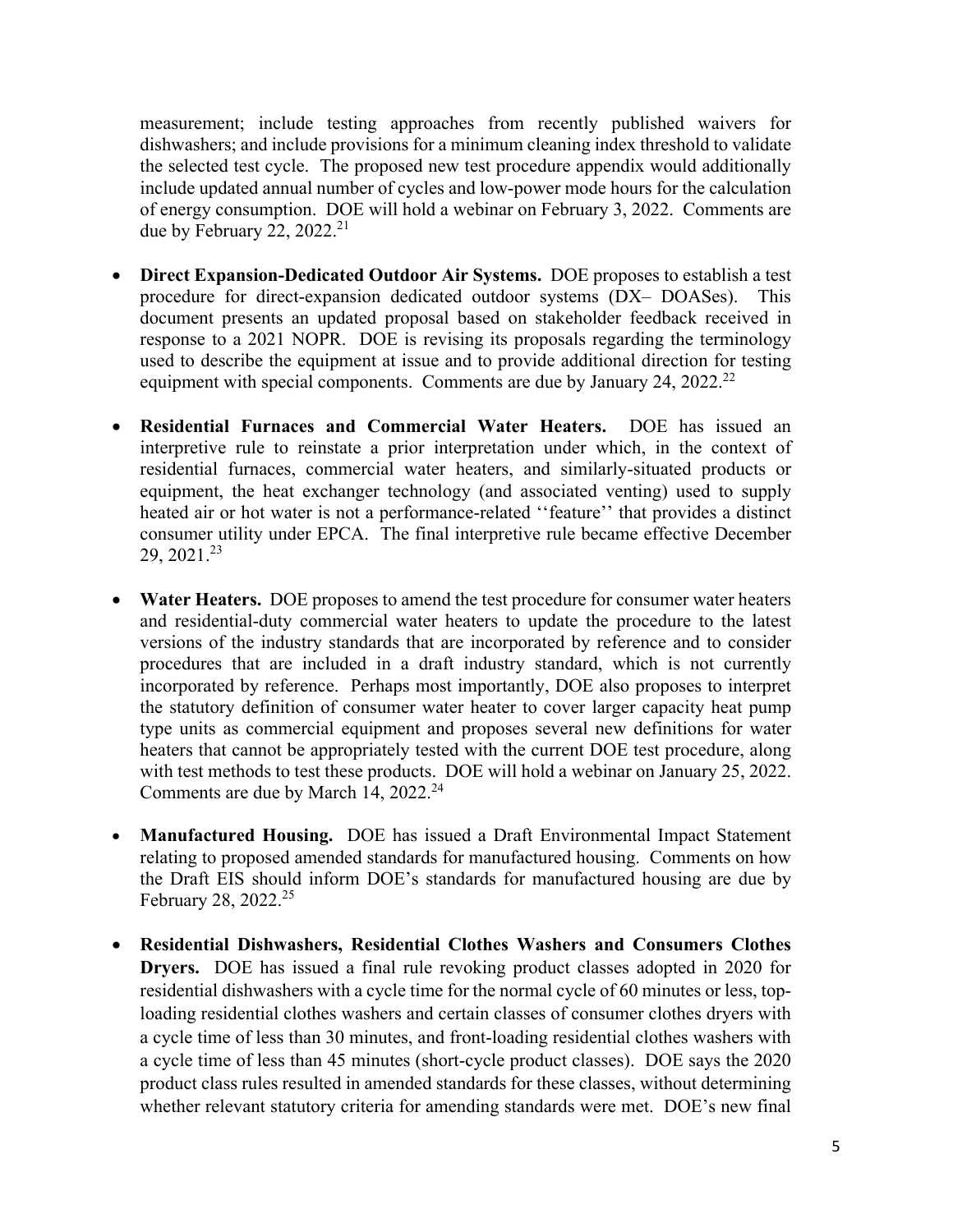measurement; include testing approaches from recently published waivers for dishwashers; and include provisions for a minimum cleaning index threshold to validate the selected test cycle. The proposed new test procedure appendix would additionally include updated annual number of cycles and low-power mode hours for the calculation of energy consumption. DOE will hold a webinar on February 3, 2022. Comments are due by February 22, 2022.[21]

- **Direct Expansion-Dedicated Outdoor Air Systems.** DOE proposes to establish a test procedure for direct-expansion dedicated outdoor systems (DX– DOASes). This document presents an updated proposal based on stakeholder feedback received in response to a 2021 NOPR. DOE is revising its proposals regarding the terminology used to describe the equipment at issue and to provide additional direction for testing equipment with special components. Comments are due by January 24, 2022.[22]

- **Residential Furnaces and Commercial Water Heaters.** DOE has issued an interpretive rule to reinstate a prior interpretation under which, in the context of residential furnaces, commercial water heaters, and similarly-situated products or equipment, the heat exchanger technology (and associated venting) used to supply heated air or hot water is not a performance-related ''feature'' that provides a distinct consumer utility under EPCA. The final interpretive rule became effective December 29, 2021.[23]

- **Water Heaters.** DOE proposes to amend the test procedure for consumer water heaters and residential-duty commercial water heaters to update the procedure to the latest versions of the industry standards that are incorporated by reference and to consider procedures that are included in a draft industry standard, which is not currently incorporated by reference. Perhaps most importantly, DOE also proposes to interpret the statutory definition of consumer water heater to cover larger capacity heat pump type units as commercial equipment and proposes several new definitions for water heaters that cannot be appropriately tested with the current DOE test procedure, along with test methods to test these products. DOE will hold a webinar on January 25, 2022. Comments are due by March 14, 2022.[24]

- **Manufactured Housing.** DOE has issued a Draft Environmental Impact Statement relating to proposed amended standards for manufactured housing. Comments on how the Draft EIS should inform DOE's standards for manufactured housing are due by February 28, 2022.[25]

- **Residential Dishwashers, Residential Clothes Washers and Consumers Clothes Dryers.** DOE has issued a final rule revoking product classes adopted in 2020 for residential dishwashers with a cycle time for the normal cycle of 60 minutes or less, top-loading residential clothes washers and certain classes of consumer clothes dryers with a cycle time of less than 30 minutes, and front-loading residential clothes washers with a cycle time of less than 45 minutes (short-cycle product classes). DOE says the 2020 product class rules resulted in amended standards for these classes, without determining whether relevant statutory criteria for amending standards were met. DOE's new final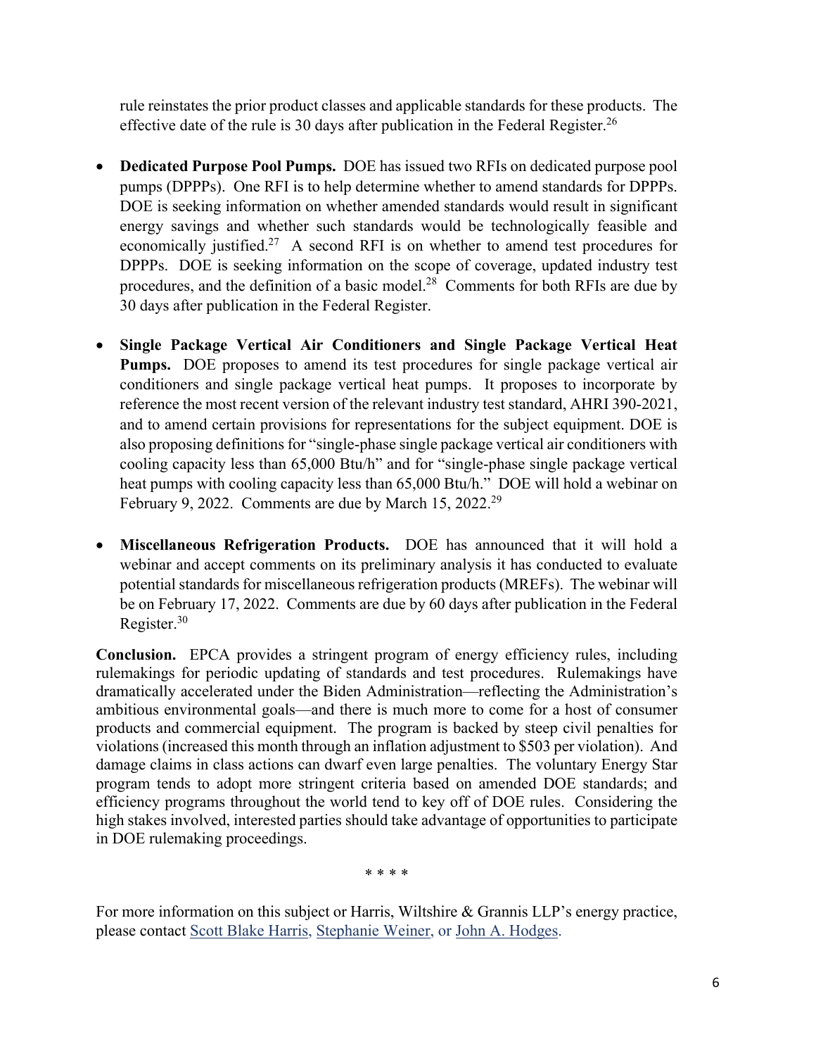rule reinstates the prior product classes and applicable standards for these products. The effective date of the rule is 30 days after publication in the Federal Register.[26]

- **Dedicated Purpose Pool Pumps.** DOE has issued two RFIs on dedicated purpose pool pumps (DPPPs). One RFI is to help determine whether to amend standards for DPPPs. DOE is seeking information on whether amended standards would result in significant energy savings and whether such standards would be technologically feasible and economically justified.[27] A second RFI is on whether to amend test procedures for DPPPs. DOE is seeking information on the scope of coverage, updated industry test procedures, and the definition of a basic model.[28] Comments for both RFIs are due by 30 days after publication in the Federal Register.

- **Single Package Vertical Air Conditioners and Single Package Vertical Heat Pumps.** DOE proposes to amend its test procedures for single package vertical air conditioners and single package vertical heat pumps. It proposes to incorporate by reference the most recent version of the relevant industry test standard, AHRI 390-2021, and to amend certain provisions for representations for the subject equipment. DOE is also proposing definitions for "single-phase single package vertical air conditioners with cooling capacity less than 65,000 Btu/h" and for "single-phase single package vertical heat pumps with cooling capacity less than 65,000 Btu/h." DOE will hold a webinar on February 9, 2022. Comments are due by March 15, 2022.[29]

- **Miscellaneous Refrigeration Products.** DOE has announced that it will hold a webinar and accept comments on its preliminary analysis it has conducted to evaluate potential standards for miscellaneous refrigeration products (MREFs). The webinar will be on February 17, 2022. Comments are due by 60 days after publication in the Federal Register.[30]

**Conclusion.** EPCA provides a stringent program of energy efficiency rules, including rulemakings for periodic updating of standards and test procedures. Rulemakings have dramatically accelerated under the Biden Administration—reflecting the Administration's ambitious environmental goals—and there is much more to come for a host of consumer products and commercial equipment. The program is backed by steep civil penalties for violations (increased this month through an inflation adjustment to $503 per violation). And damage claims in class actions can dwarf even large penalties. The voluntary Energy Star program tends to adopt more stringent criteria based on amended DOE standards; and efficiency programs throughout the world tend to key off of DOE rules. Considering the high stakes involved, interested parties should take advantage of opportunities to participate in DOE rulemaking proceedings.

\* \* \* \*

For more information on this subject or Harris, Wiltshire & Grannis LLP's energy practice, please contact Scott Blake Harris, Stephanie Weiner, or John A. Hodges.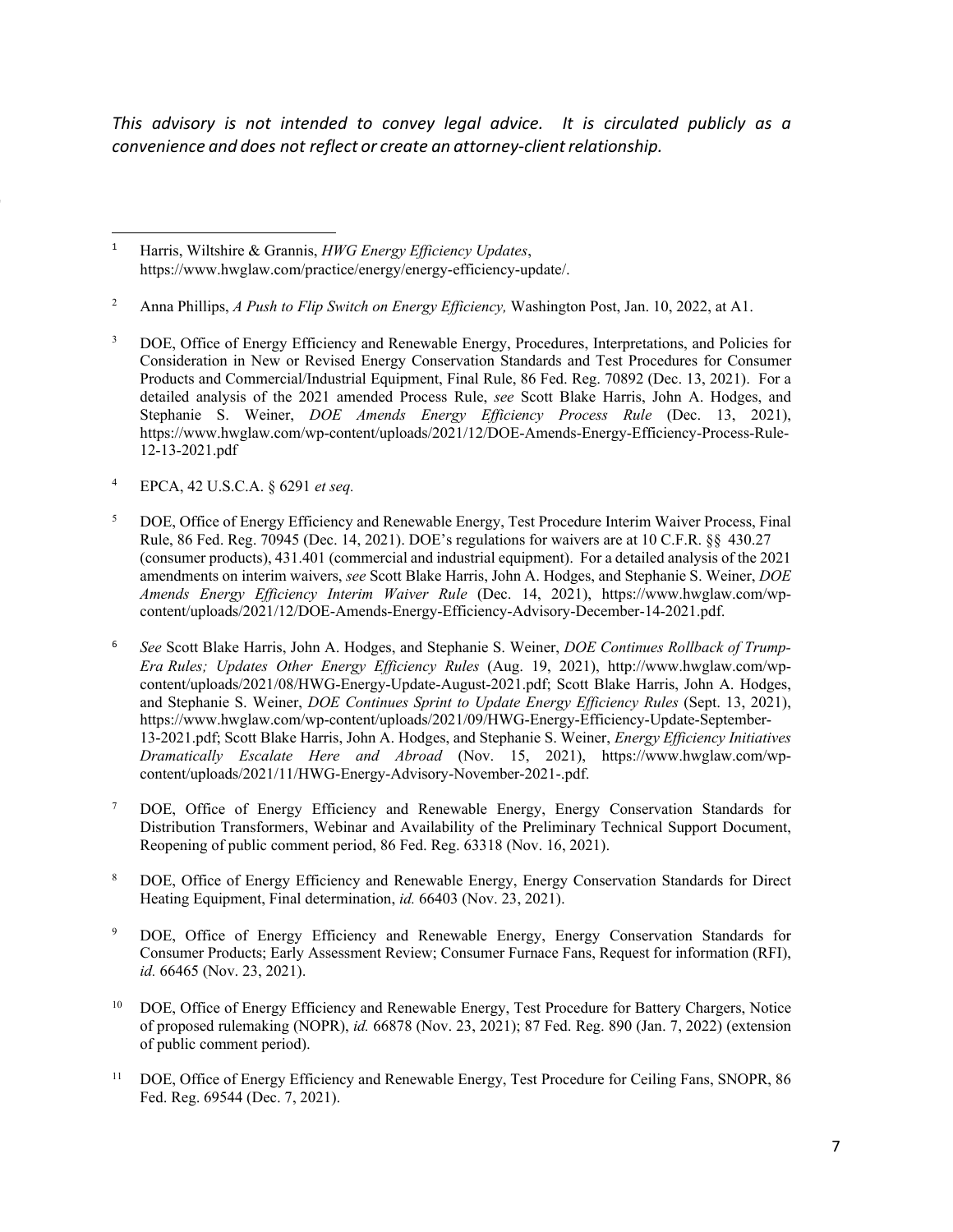*This advisory is not intended to convey legal advice. It is circulated publicly as a convenience and does not reflect or create an attorney-client relationship.*

---

[1] Harris, Wiltshire & Grannis, *HWG Energy Efficiency Updates*, https://www.hwglaw.com/practice/energy/energy-efficiency-update/.

[2] Anna Phillips, *A Push to Flip Switch on Energy Efficiency,* Washington Post, Jan. 10, 2022, at A1.

[3] DOE, Office of Energy Efficiency and Renewable Energy, Procedures, Interpretations, and Policies for Consideration in New or Revised Energy Conservation Standards and Test Procedures for Consumer Products and Commercial/Industrial Equipment, Final Rule, 86 Fed. Reg. 70892 (Dec. 13, 2021). For a detailed analysis of the 2021 amended Process Rule, *see* Scott Blake Harris, John A. Hodges, and Stephanie S. Weiner, *DOE Amends Energy Efficiency Process Rule* (Dec. 13, 2021), https://www.hwglaw.com/wp-content/uploads/2021/12/DOE-Amends-Energy-Efficiency-Process-Rule-12-13-2021.pdf

[4] EPCA, 42 U.S.C.A. § 6291 *et seq.*

[5] DOE, Office of Energy Efficiency and Renewable Energy, Test Procedure Interim Waiver Process, Final Rule, 86 Fed. Reg. 70945 (Dec. 14, 2021). DOE's regulations for waivers are at 10 C.F.R. §§ 430.27 (consumer products), 431.401 (commercial and industrial equipment). For a detailed analysis of the 2021 amendments on interim waivers, *see* Scott Blake Harris, John A. Hodges, and Stephanie S. Weiner, *DOE Amends Energy Efficiency Interim Waiver Rule* (Dec. 14, 2021), https://www.hwglaw.com/wp-content/uploads/2021/12/DOE-Amends-Energy-Efficiency-Advisory-December-14-2021.pdf.

[6] *See* Scott Blake Harris, John A. Hodges, and Stephanie S. Weiner, *DOE Continues Rollback of Trump-Era Rules; Updates Other Energy Efficiency Rules* (Aug. 19, 2021), http://www.hwglaw.com/wp-content/uploads/2021/08/HWG-Energy-Update-August-2021.pdf; Scott Blake Harris, John A. Hodges, and Stephanie S. Weiner, *DOE Continues Sprint to Update Energy Efficiency Rules* (Sept. 13, 2021), https://www.hwglaw.com/wp-content/uploads/2021/09/HWG-Energy-Efficiency-Update-September-13-2021.pdf; Scott Blake Harris, John A. Hodges, and Stephanie S. Weiner, *Energy Efficiency Initiatives Dramatically Escalate Here and Abroad* (Nov. 15, 2021), https://www.hwglaw.com/wp-content/uploads/2021/11/HWG-Energy-Advisory-November-2021-.pdf.

[7] DOE, Office of Energy Efficiency and Renewable Energy, Energy Conservation Standards for Distribution Transformers, Webinar and Availability of the Preliminary Technical Support Document, Reopening of public comment period, 86 Fed. Reg. 63318 (Nov. 16, 2021).

[8] DOE, Office of Energy Efficiency and Renewable Energy, Energy Conservation Standards for Direct Heating Equipment, Final determination, *id.* 66403 (Nov. 23, 2021).

[9] DOE, Office of Energy Efficiency and Renewable Energy, Energy Conservation Standards for Consumer Products; Early Assessment Review; Consumer Furnace Fans, Request for information (RFI), *id.* 66465 (Nov. 23, 2021).

[10] DOE, Office of Energy Efficiency and Renewable Energy, Test Procedure for Battery Chargers, Notice of proposed rulemaking (NOPR), *id.* 66878 (Nov. 23, 2021); 87 Fed. Reg. 890 (Jan. 7, 2022) (extension of public comment period).

[11] DOE, Office of Energy Efficiency and Renewable Energy, Test Procedure for Ceiling Fans, SNOPR, 86 Fed. Reg. 69544 (Dec. 7, 2021).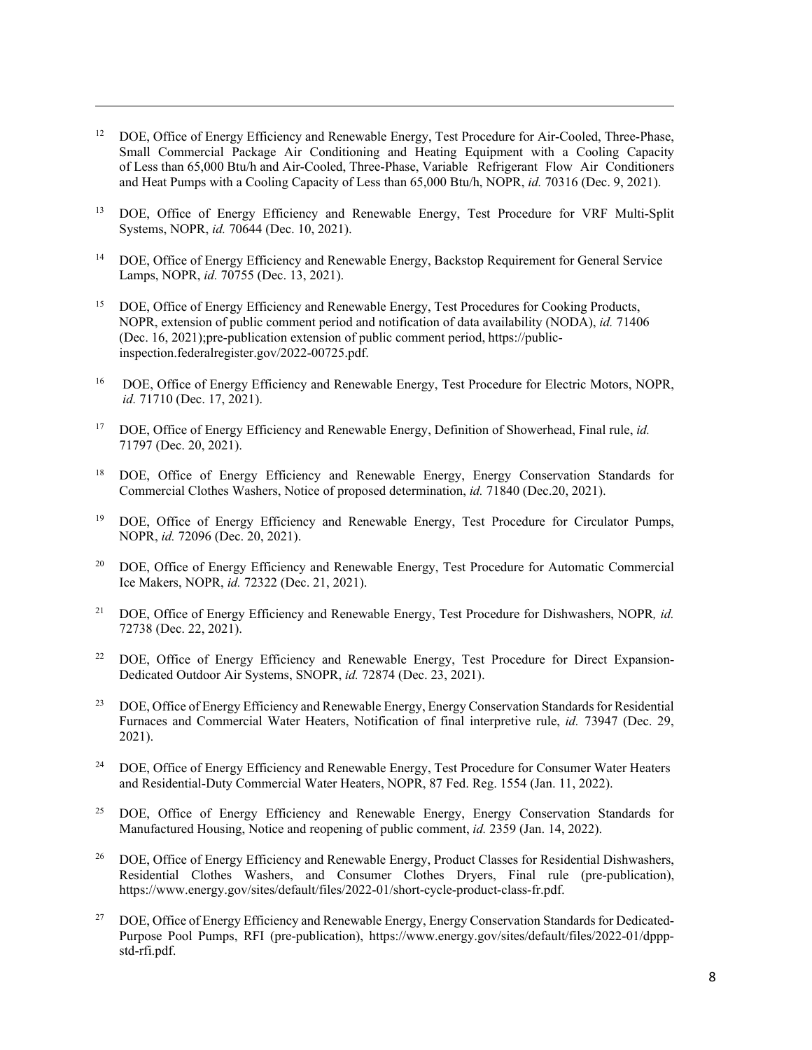[12] DOE, Office of Energy Efficiency and Renewable Energy, Test Procedure for Air-Cooled, Three-Phase, Small Commercial Package Air Conditioning and Heating Equipment with a Cooling Capacity of Less than 65,000 Btu/h and Air-Cooled, Three-Phase, Variable Refrigerant Flow Air Conditioners and Heat Pumps with a Cooling Capacity of Less than 65,000 Btu/h, NOPR, *id.* 70316 (Dec. 9, 2021).

[13] DOE, Office of Energy Efficiency and Renewable Energy, Test Procedure for VRF Multi-Split Systems, NOPR, *id.* 70644 (Dec. 10, 2021).

[14] DOE, Office of Energy Efficiency and Renewable Energy, Backstop Requirement for General Service Lamps, NOPR, *id.* 70755 (Dec. 13, 2021).

[15] DOE, Office of Energy Efficiency and Renewable Energy, Test Procedures for Cooking Products, NOPR, extension of public comment period and notification of data availability (NODA), *id.* 71406 (Dec. 16, 2021);pre-publication extension of public comment period, https://public-inspection.federalregister.gov/2022-00725.pdf.

[16] DOE, Office of Energy Efficiency and Renewable Energy, Test Procedure for Electric Motors, NOPR, *id.* 71710 (Dec. 17, 2021).

[17] DOE, Office of Energy Efficiency and Renewable Energy, Definition of Showerhead, Final rule, *id.* 71797 (Dec. 20, 2021).

[18] DOE, Office of Energy Efficiency and Renewable Energy, Energy Conservation Standards for Commercial Clothes Washers, Notice of proposed determination, *id.* 71840 (Dec.20, 2021).

[19] DOE, Office of Energy Efficiency and Renewable Energy, Test Procedure for Circulator Pumps, NOPR, *id.* 72096 (Dec. 20, 2021).

[20] DOE, Office of Energy Efficiency and Renewable Energy, Test Procedure for Automatic Commercial Ice Makers, NOPR, *id.* 72322 (Dec. 21, 2021).

[21] DOE, Office of Energy Efficiency and Renewable Energy, Test Procedure for Dishwashers, NOPR*, id.* 72738 (Dec. 22, 2021).

[22] DOE, Office of Energy Efficiency and Renewable Energy, Test Procedure for Direct Expansion-Dedicated Outdoor Air Systems, SNOPR, *id.* 72874 (Dec. 23, 2021).

[23] DOE, Office of Energy Efficiency and Renewable Energy, Energy Conservation Standards for Residential Furnaces and Commercial Water Heaters, Notification of final interpretive rule, *id.* 73947 (Dec. 29, 2021).

[24] DOE, Office of Energy Efficiency and Renewable Energy, Test Procedure for Consumer Water Heaters and Residential-Duty Commercial Water Heaters, NOPR, 87 Fed. Reg. 1554 (Jan. 11, 2022).

[25] DOE, Office of Energy Efficiency and Renewable Energy, Energy Conservation Standards for Manufactured Housing, Notice and reopening of public comment, *id.* 2359 (Jan. 14, 2022).

[26] DOE, Office of Energy Efficiency and Renewable Energy, Product Classes for Residential Dishwashers, Residential Clothes Washers, and Consumer Clothes Dryers, Final rule (pre-publication), https://www.energy.gov/sites/default/files/2022-01/short-cycle-product-class-fr.pdf.

[27] DOE, Office of Energy Efficiency and Renewable Energy, Energy Conservation Standards for Dedicated-Purpose Pool Pumps, RFI (pre-publication), https://www.energy.gov/sites/default/files/2022-01/dppp-std-rfi.pdf.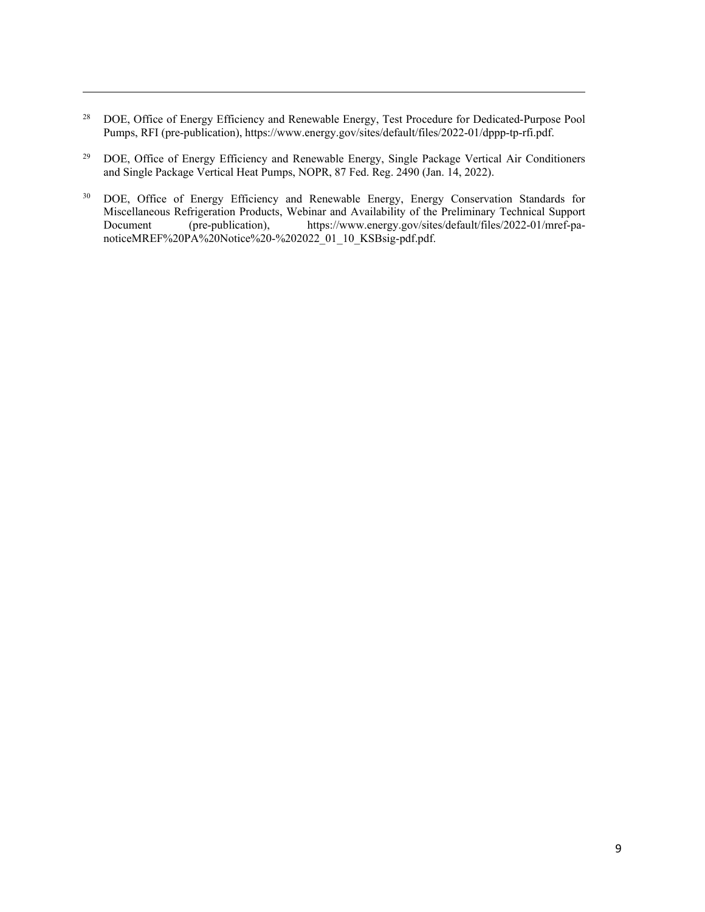[28] DOE, Office of Energy Efficiency and Renewable Energy, Test Procedure for Dedicated-Purpose Pool Pumps, RFI (pre-publication), https://www.energy.gov/sites/default/files/2022-01/dppp-tp-rfi.pdf.

[29] DOE, Office of Energy Efficiency and Renewable Energy, Single Package Vertical Air Conditioners and Single Package Vertical Heat Pumps, NOPR, 87 Fed. Reg. 2490 (Jan. 14, 2022).

[30] DOE, Office of Energy Efficiency and Renewable Energy, Energy Conservation Standards for Miscellaneous Refrigeration Products, Webinar and Availability of the Preliminary Technical Support Document (pre-publication), https://www.energy.gov/sites/default/files/2022-01/mref-pa-noticeMREF%20PA%20Notice%20-%202022_01_10_KSBsig-pdf.pdf.